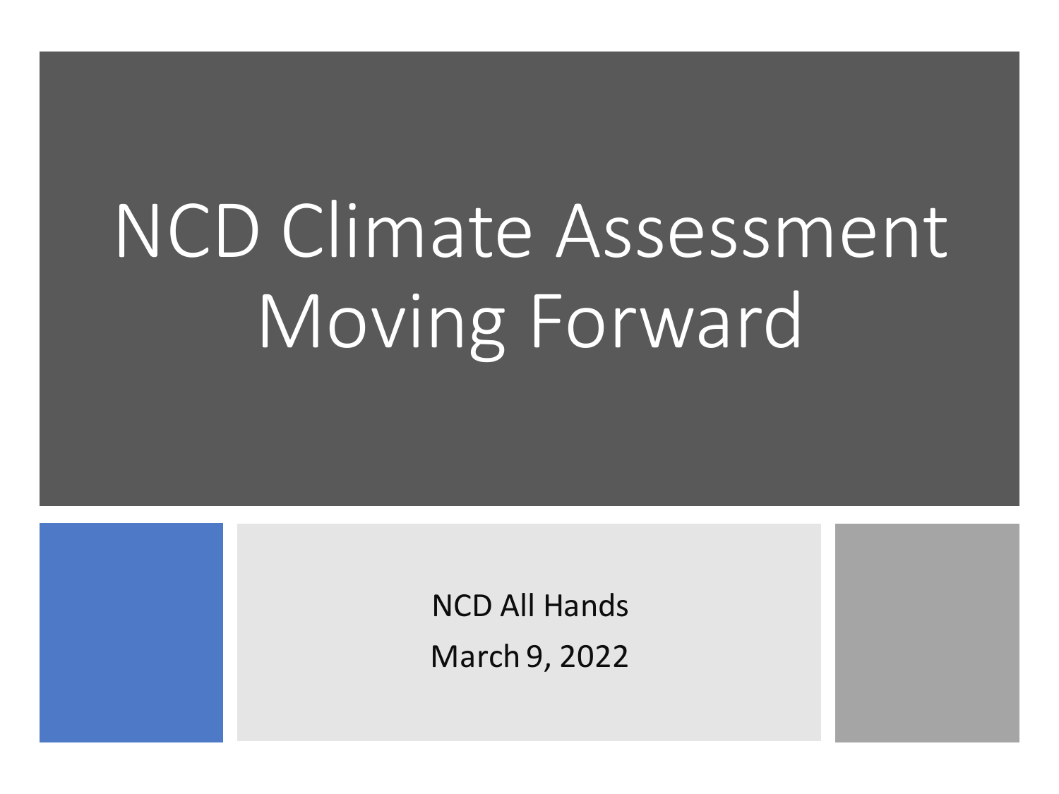# NCD Climate Assessment Moving Forward

NCD All Hands

March 9, 2022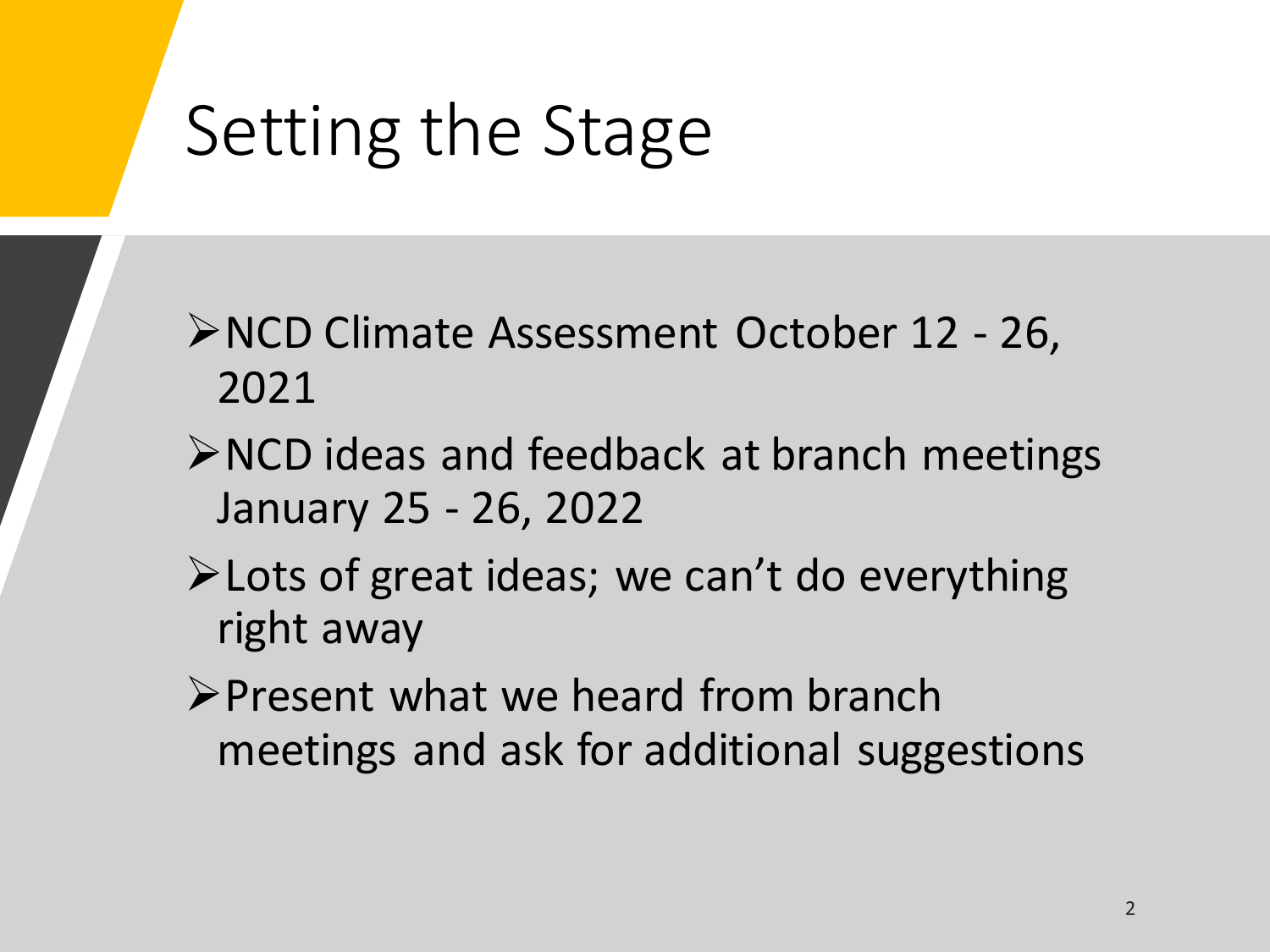# Setting the Stage

- NCD Climate Assessment October 12 - 26, 2021
- NCD ideas and feedback at branch meetings January 25 - 26, 2022
- Lots of great ideas; we can't do everything right away
- Present what we heard from branch meetings and ask for additional suggestions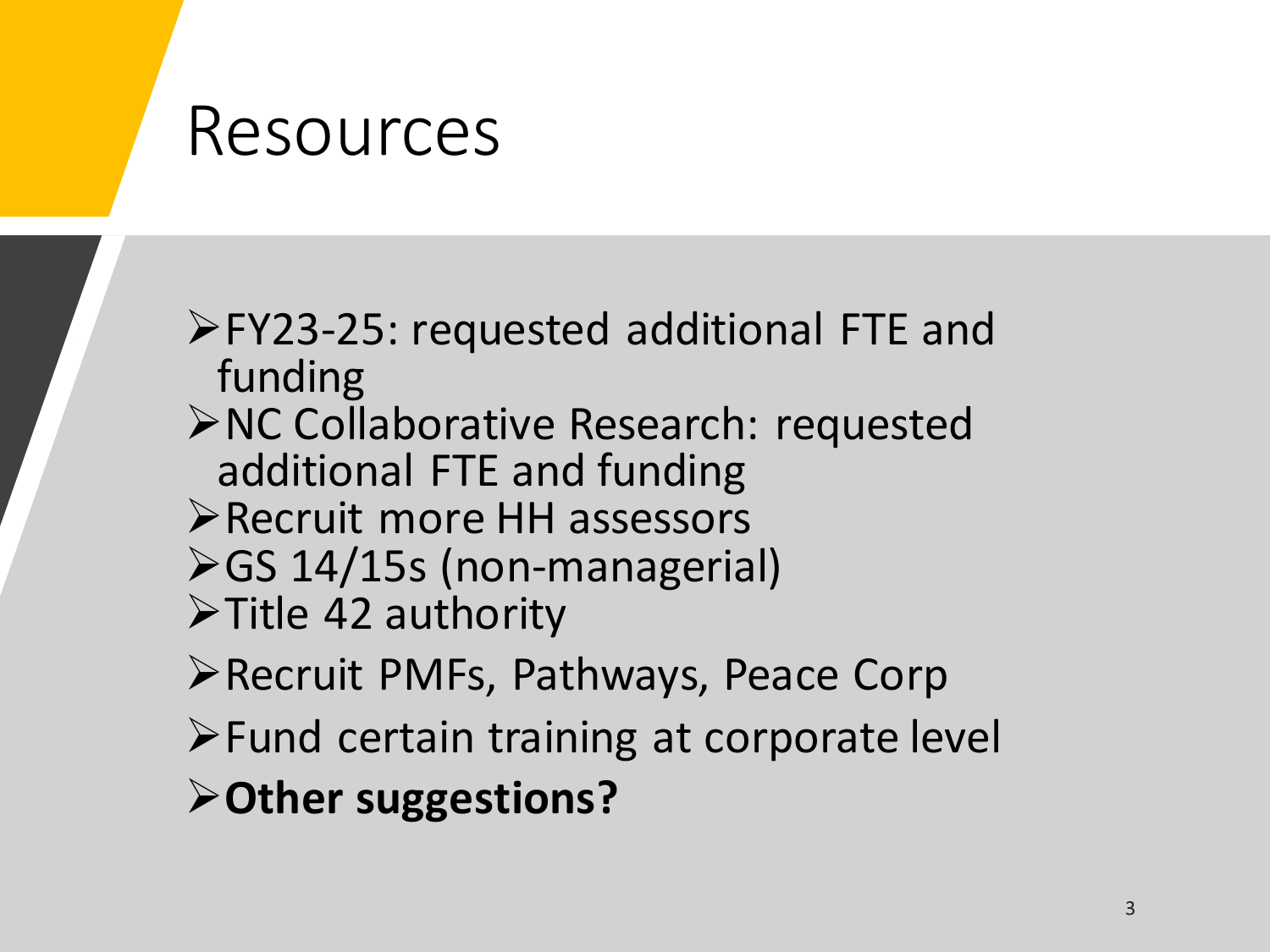# Resources

- FY23-25: requested additional FTE and funding
- NC Collaborative Research: requested additional FTE and funding
- Recruit more HH assessors
- GS 14/15s (non-managerial)
- Title 42 authority
- Recruit PMFs, Pathways, Peace Corp
- Fund certain training at corporate level
- **Other suggestions?**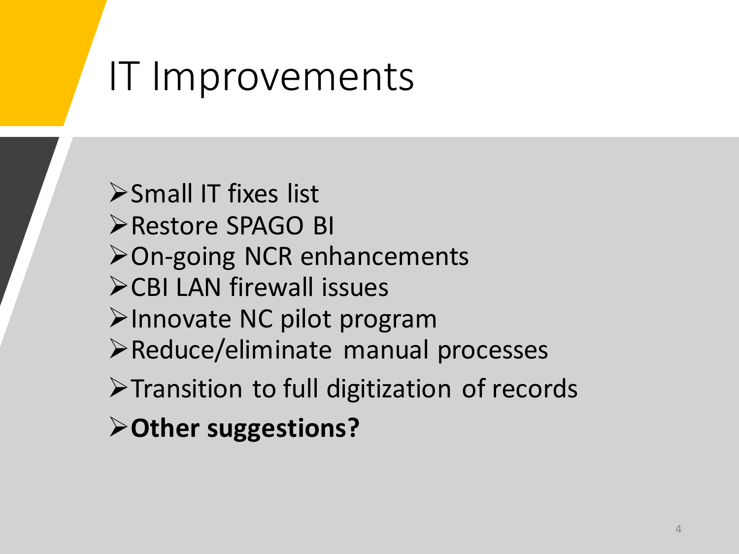# IT Improvements

- Small IT fixes list
- Restore SPAGO BI
- On-going NCR enhancements
- CBI LAN firewall issues
- Innovate NC pilot program
- Reduce/eliminate manual processes
- Transition to full digitization of records
- **Other suggestions?**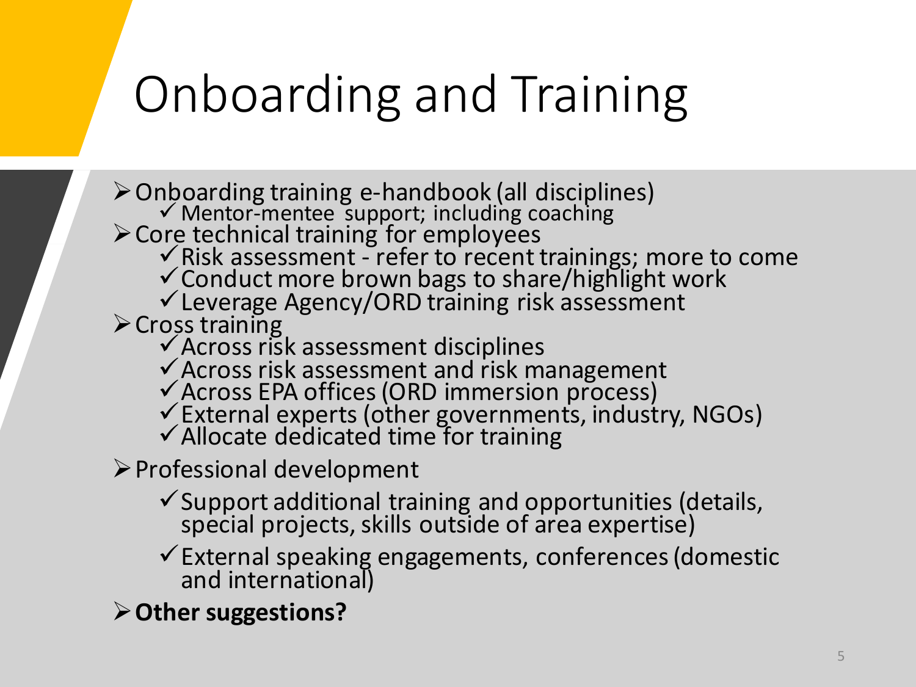# Onboarding and Training

- Onboarding training e-handbook (all disciplines)
  - ✓ Mentor-mentee support; including coaching
- Core technical training for employees
  - ✓ Risk assessment - refer to recent trainings; more to come
  - ✓ Conduct more brown bags to share/highlight work
  - ✓ Leverage Agency/ORD training risk assessment
- Cross training
  - ✓ Across risk assessment disciplines
  - ✓ Across risk assessment and risk management
  - ✓ Across EPA offices (ORD immersion process)
  - ✓ External experts (other governments, industry, NGOs)
  - ✓ Allocate dedicated time for training
- Professional development
  - ✓ Support additional training and opportunities (details, special projects, skills outside of area expertise)
  - ✓ External speaking engagements, conferences (domestic and international)
- **Other suggestions?**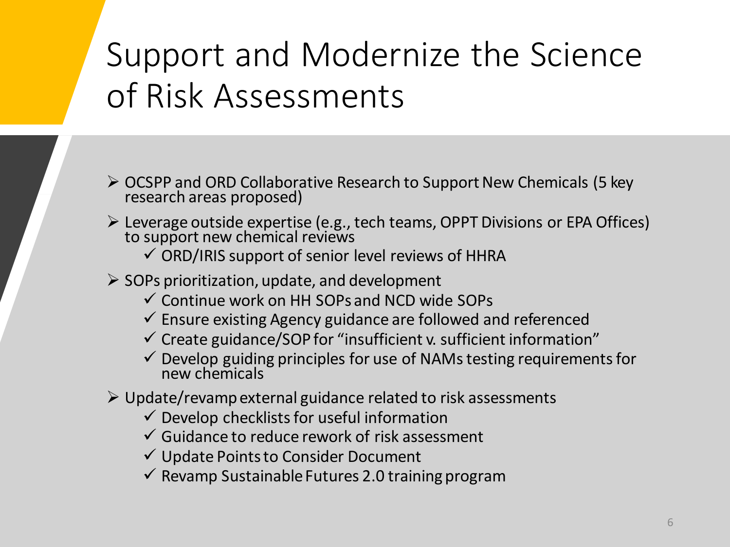# Support and Modernize the Science of Risk Assessments

- OCSPP and ORD Collaborative Research to Support New Chemicals (5 key research areas proposed)
- Leverage outside expertise (e.g., tech teams, OPPT Divisions or EPA Offices) to support new chemical reviews
  - ✓ ORD/IRIS support of senior level reviews of HHRA
- SOPs prioritization, update, and development
  - ✓ Continue work on HH SOPs and NCD wide SOPs
  - ✓ Ensure existing Agency guidance are followed and referenced
  - ✓ Create guidance/SOP for "insufficient v. sufficient information"
  - ✓ Develop guiding principles for use of NAMs testing requirements for new chemicals
- Update/revamp external guidance related to risk assessments
  - ✓ Develop checklists for useful information
  - ✓ Guidance to reduce rework of risk assessment
  - ✓ Update Points to Consider Document
  - ✓ Revamp Sustainable Futures 2.0 training program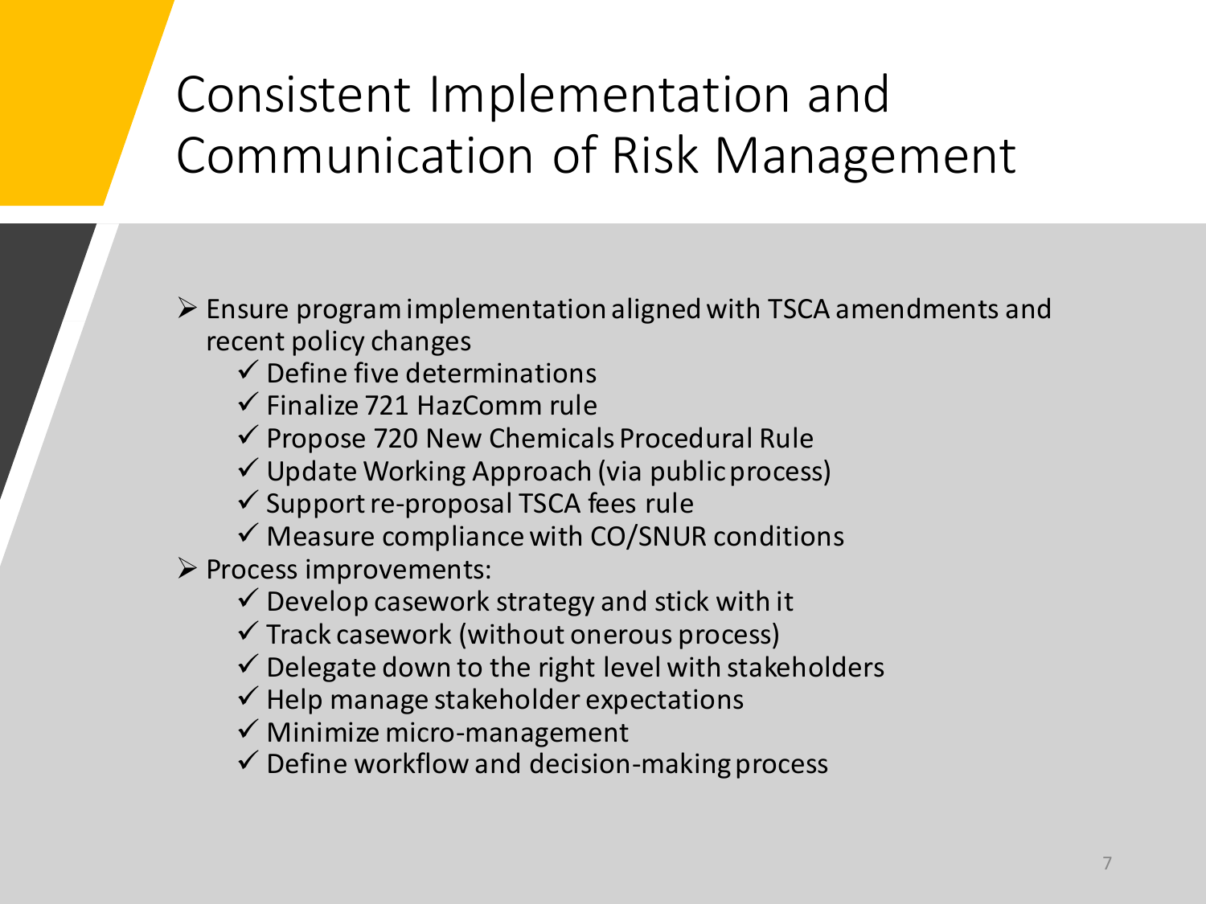# Consistent Implementation and Communication of Risk Management

- Ensure program implementation aligned with TSCA amendments and recent policy changes
  - ✓ Define five determinations
  - ✓ Finalize 721 HazComm rule
  - ✓ Propose 720 New Chemicals Procedural Rule
  - ✓ Update Working Approach (via public process)
  - ✓ Support re-proposal TSCA fees rule
  - ✓ Measure compliance with CO/SNUR conditions
- Process improvements:
  - ✓ Develop casework strategy and stick with it
  - ✓ Track casework (without onerous process)
  - ✓ Delegate down to the right level with stakeholders
  - ✓ Help manage stakeholder expectations
  - ✓ Minimize micro-management
  - ✓ Define workflow and decision-making process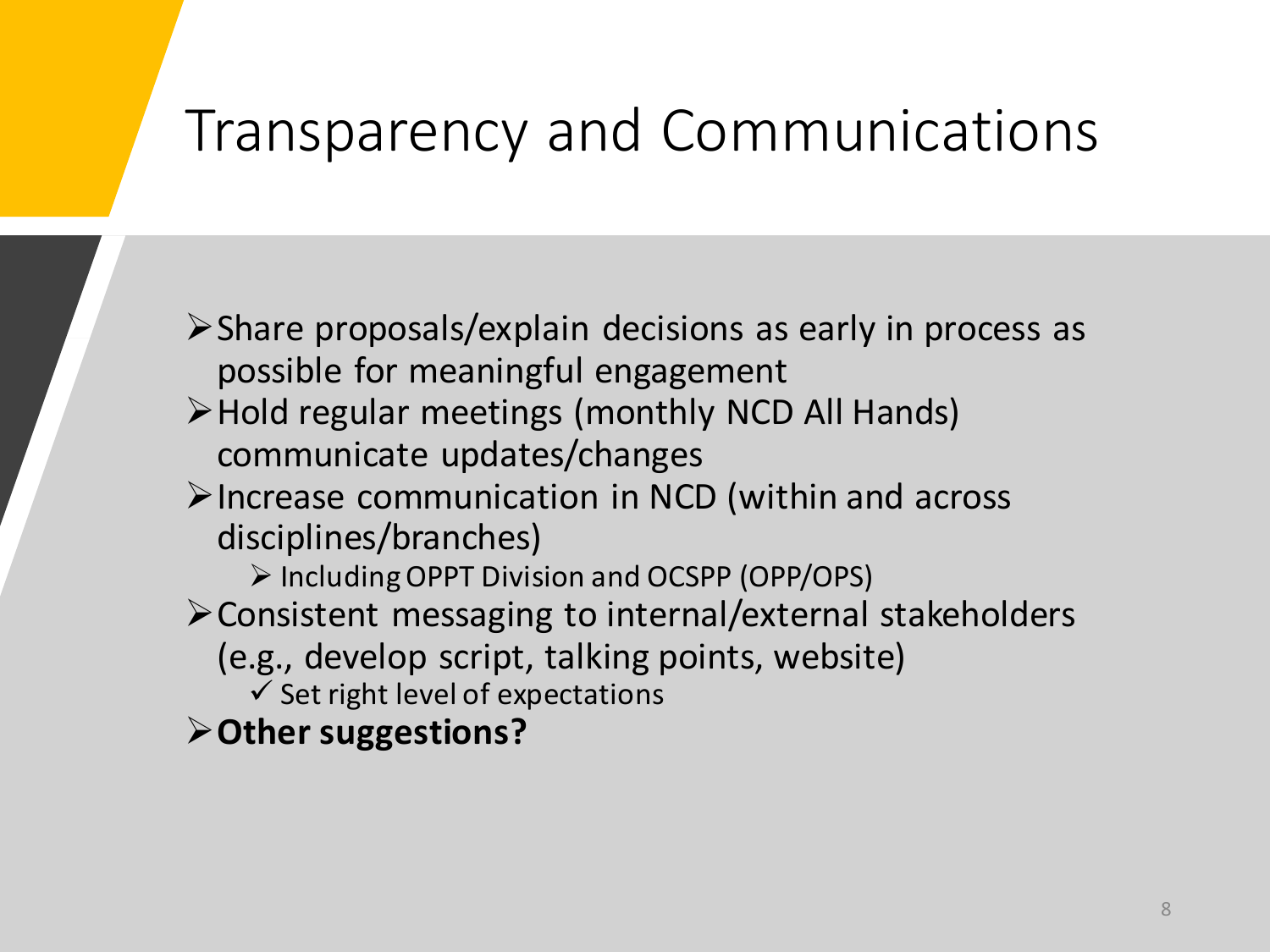# Transparency and Communications

- Share proposals/explain decisions as early in process as possible for meaningful engagement
- Hold regular meetings (monthly NCD All Hands) communicate updates/changes
- Increase communication in NCD (within and across disciplines/branches)
  - Including OPPT Division and OCSPP (OPP/OPS)
- Consistent messaging to internal/external stakeholders (e.g., develop script, talking points, website)
  - ✓ Set right level of expectations
- **Other suggestions?**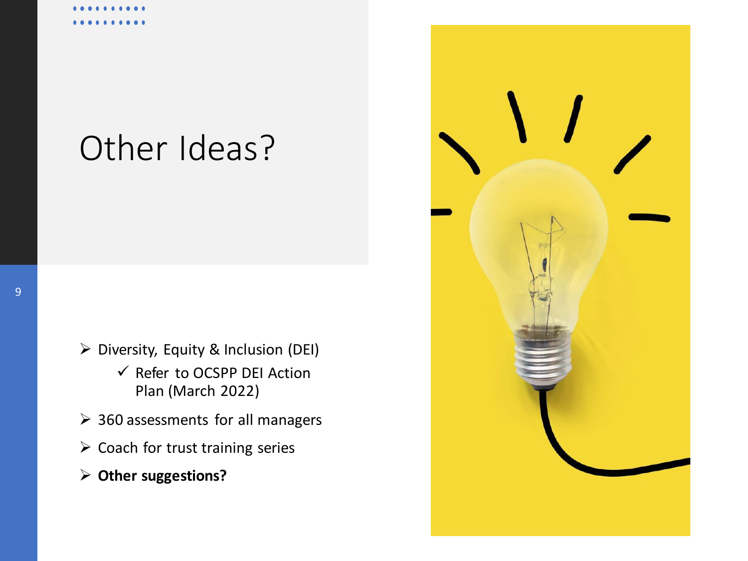# Other Ideas?

- Diversity, Equity & Inclusion (DEI)
  - ✓ Refer to OCSPP DEI Action Plan (March 2022)
- 360 assessments for all managers
- Coach for trust training series
- **Other suggestions?**